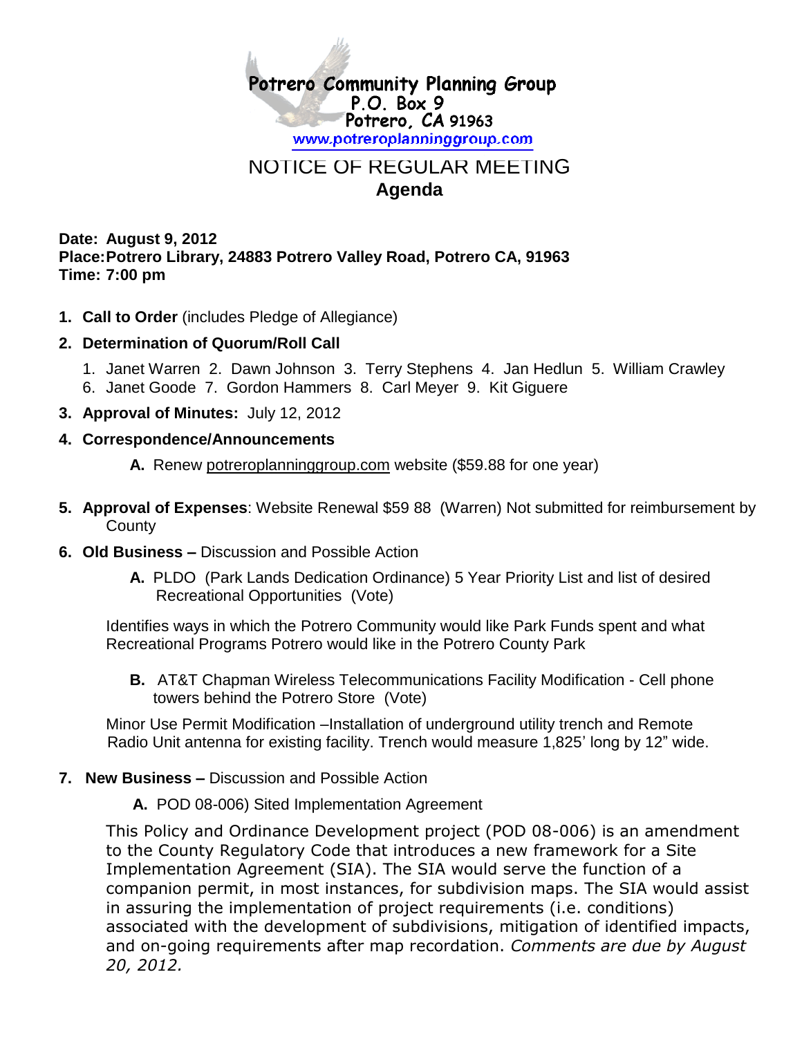# Potrero Community Planning Group

P.O. Box 9
Potrero, CA 91963
www.potreroplanninggroup.com

## NOTICE OF REGULAR MEETING

## Agenda

**Date: August 9, 2012**
**Place: Potrero Library, 24883 Potrero Valley Road, Potrero CA, 91963**
**Time: 7:00 pm**

1. **Call to Order** (includes Pledge of Allegiance)
2. **Determination of Quorum/Roll Call**

   1. Janet Warren 2. Dawn Johnson 3. Terry Stephens 4. Jan Hedlun 5. William Crawley
   6. Janet Goode 7. Gordon Hammers 8. Carl Meyer 9. Kit Giguere

3. **Approval of Minutes:** July 12, 2012
4. **Correspondence/Announcements**

   **A.** Renew potreroplanninggroup.com website ($59.88 for one year)

5. **Approval of Expenses**: Website Renewal $59 88 (Warren) Not submitted for reimbursement by County
6. **Old Business –** Discussion and Possible Action

   **A.** PLDO (Park Lands Dedication Ordinance) 5 Year Priority List and list of desired Recreational Opportunities (Vote)

   Identifies ways in which the Potrero Community would like Park Funds spent and what Recreational Programs Potrero would like in the Potrero County Park

   **B.** AT&T Chapman Wireless Telecommunications Facility Modification - Cell phone towers behind the Potrero Store (Vote)

   Minor Use Permit Modification –Installation of underground utility trench and Remote Radio Unit antenna for existing facility. Trench would measure 1,825' long by 12" wide.

7. **New Business –** Discussion and Possible Action

   **A.** POD 08-006) Sited Implementation Agreement

   This Policy and Ordinance Development project (POD 08-006) is an amendment to the County Regulatory Code that introduces a new framework for a Site Implementation Agreement (SIA). The SIA would serve the function of a companion permit, in most instances, for subdivision maps. The SIA would assist in assuring the implementation of project requirements (i.e. conditions) associated with the development of subdivisions, mitigation of identified impacts, and on-going requirements after map recordation. *Comments are due by August 20, 2012.*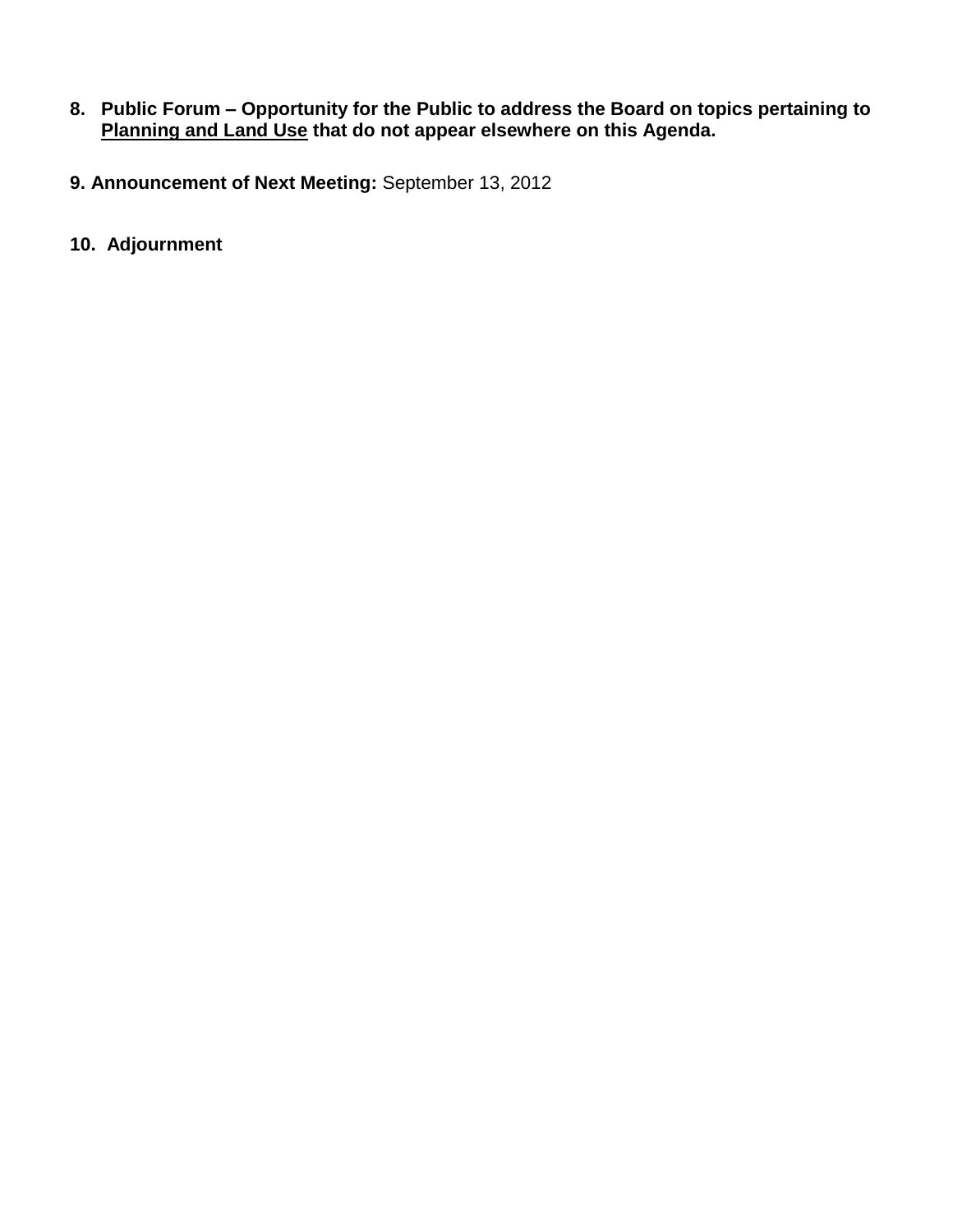8. **Public Forum – Opportunity for the Public to address the Board on topics pertaining to <u>Planning and Land Use</u> that do not appear elsewhere on this Agenda.**

9. **Announcement of Next Meeting:** September 13, 2012

10. **Adjournment**